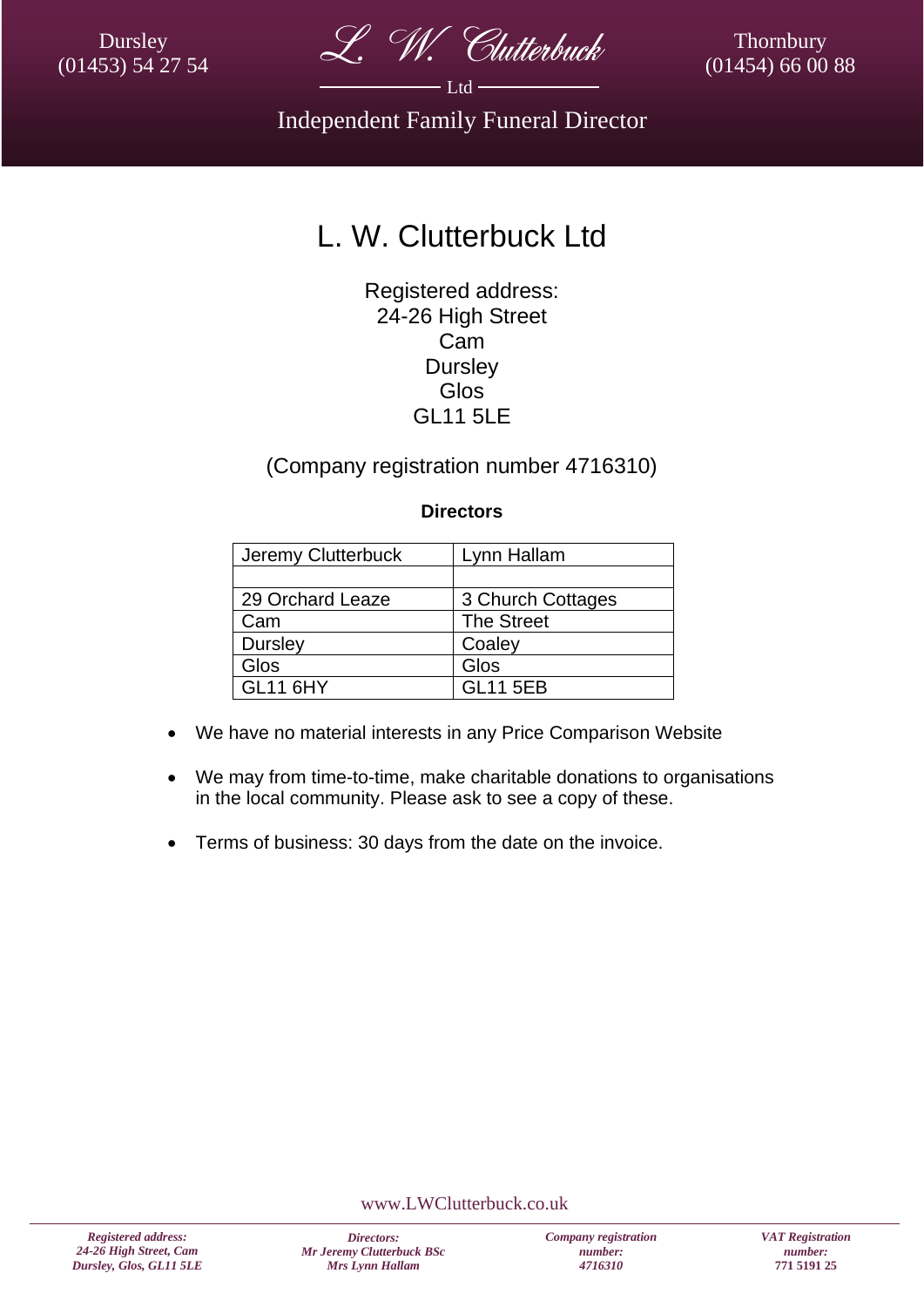# L. W. Clutterbuck Ltd

Registered address:
24-26 High Street
Cam
Dursley
Glos
GL11 5LE

(Company registration number 4716310)

**Directors**

| Jeremy Clutterbuck | Lynn Hallam |
|---|---|
| | |
| 29 Orchard Leaze | 3 Church Cottages |
| Cam | The Street |
| Dursley | Coaley |
| Glos | Glos |
| GL11 6HY | GL11 5EB |

- We have no material interests in any Price Comparison Website
- We may from time-to-time, make charitable donations to organisations in the local community. Please ask to see a copy of these.
- Terms of business: 30 days from the date on the invoice.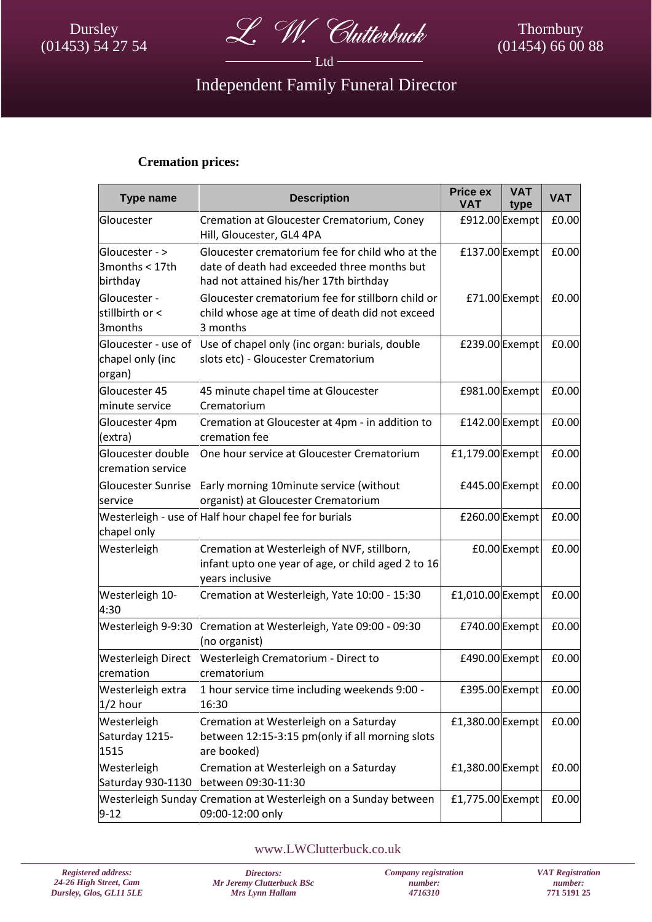**Cremation prices:**

| Type name | Description | Price ex VAT | VAT type | VAT |
|---|---|---|---|---|
| Gloucester | Cremation at Gloucester Crematorium, Coney Hill, Gloucester, GL4 4PA | £912.00 | Exempt | £0.00 |
| Gloucester - > 3months < 17th birthday | Gloucester crematorium fee for child who at the date of death had exceeded three months but had not attained his/her 17th birthday | £137.00 | Exempt | £0.00 |
| Gloucester - stillbirth or < 3months | Gloucester crematorium fee for stillborn child or child whose age at time of death did not exceed 3 months | £71.00 | Exempt | £0.00 |
| Gloucester - use of chapel only (inc organ) | Use of chapel only (inc organ: burials, double slots etc) - Gloucester Crematorium | £239.00 | Exempt | £0.00 |
| Gloucester 45 minute service | 45 minute chapel time at Gloucester Crematorium | £981.00 | Exempt | £0.00 |
| Gloucester 4pm (extra) | Cremation at Gloucester at 4pm - in addition to cremation fee | £142.00 | Exempt | £0.00 |
| Gloucester double cremation service | One hour service at Gloucester Crematorium | £1,179.00 | Exempt | £0.00 |
| Gloucester Sunrise service | Early morning 10minute service (without organist) at Gloucester Crematorium | £445.00 | Exempt | £0.00 |
| Westerleigh - use of chapel only | Half hour chapel fee for burials | £260.00 | Exempt | £0.00 |
| Westerleigh | Cremation at Westerleigh of NVF, stillborn, infant upto one year of age, or child aged 2 to 16 years inclusive | £0.00 | Exempt | £0.00 |
| Westerleigh 10-4:30 | Cremation at Westerleigh, Yate 10:00 - 15:30 | £1,010.00 | Exempt | £0.00 |
| Westerleigh 9-9:30 | Cremation at Westerleigh, Yate 09:00 - 09:30 (no organist) | £740.00 | Exempt | £0.00 |
| Westerleigh Direct cremation | Westerleigh Crematorium - Direct to crematorium | £490.00 | Exempt | £0.00 |
| Westerleigh extra 1/2 hour | 1 hour service time including weekends 9:00 - 16:30 | £395.00 | Exempt | £0.00 |
| Westerleigh Saturday 1215-1515 | Cremation at Westerleigh on a Saturday between 12:15-3:15 pm(only if all morning slots are booked) | £1,380.00 | Exempt | £0.00 |
| Westerleigh Saturday 930-1130 | Cremation at Westerleigh on a Saturday between 09:30-11:30 | £1,380.00 | Exempt | £0.00 |
| Westerleigh Sunday 9-12 | Cremation at Westerleigh on a Sunday between 09:00-12:00 only | £1,775.00 | Exempt | £0.00 |